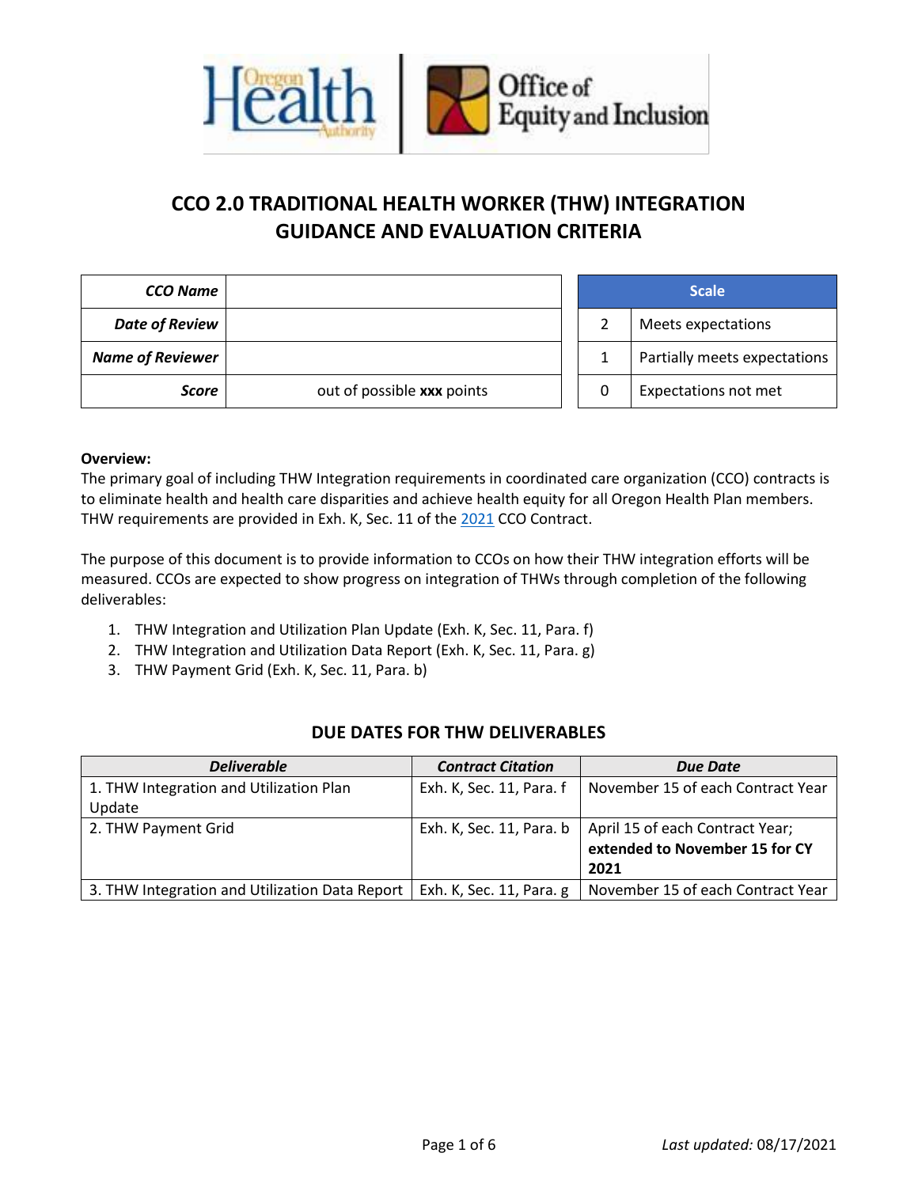# CCO 2.0 TRADITIONAL HEALTH WORKER (THW) INTEGRATION GUIDANCE AND EVALUATION CRITERIA

| | |
|---|---|
| ***CCO Name*** | |
| ***Date of Review*** | |
| ***Name of Reviewer*** | |
| ***Score*** | out of possible **xxx** points |

| Scale | |
|---|---|
| 2 | Meets expectations |
| 1 | Partially meets expectations |
| 0 | Expectations not met |

**Overview:**
The primary goal of including THW Integration requirements in coordinated care organization (CCO) contracts is to eliminate health and health care disparities and achieve health equity for all Oregon Health Plan members. THW requirements are provided in Exh. K, Sec. 11 of the 2021 CCO Contract.

The purpose of this document is to provide information to CCOs on how their THW integration efforts will be measured. CCOs are expected to show progress on integration of THWs through completion of the following deliverables:

1. THW Integration and Utilization Plan Update (Exh. K, Sec. 11, Para. f)
2. THW Integration and Utilization Data Report (Exh. K, Sec. 11, Para. g)
3. THW Payment Grid (Exh. K, Sec. 11, Para. b)

## DUE DATES FOR THW DELIVERABLES

| *Deliverable* | *Contract Citation* | *Due Date* |
|---|---|---|
| 1. THW Integration and Utilization Plan Update | Exh. K, Sec. 11, Para. f | November 15 of each Contract Year |
| 2. THW Payment Grid | Exh. K, Sec. 11, Para. b | April 15 of each Contract Year; **extended to November 15 for CY 2021** |
| 3. THW Integration and Utilization Data Report | Exh. K, Sec. 11, Para. g | November 15 of each Contract Year |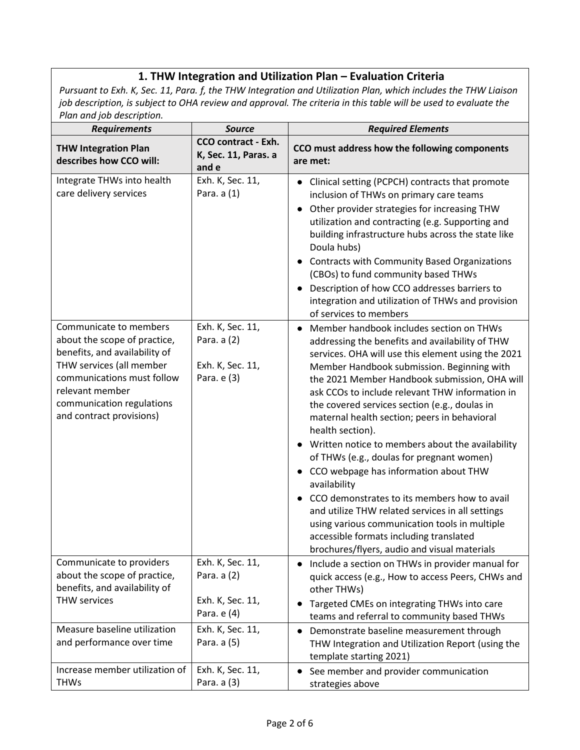## 1. THW Integration and Utilization Plan – Evaluation Criteria

*Pursuant to Exh. K, Sec. 11, Para. f, the THW Integration and Utilization Plan, which includes the THW Liaison job description, is subject to OHA review and approval. The criteria in this table will be used to evaluate the Plan and job description.*

| *Requirements* | *Source* | *Required Elements* |
|---|---|---|
| **THW Integration Plan describes how CCO will:** | **CCO contract - Exh. K, Sec. 11, Paras. a and e** | **CCO must address how the following components are met:** |
| Integrate THWs into health care delivery services | Exh. K, Sec. 11, Para. a (1) | • Clinical setting (PCPCH) contracts that promote inclusion of THWs on primary care teams<br>• Other provider strategies for increasing THW utilization and contracting (e.g. Supporting and building infrastructure hubs across the state like Doula hubs)<br>• Contracts with Community Based Organizations (CBOs) to fund community based THWs<br>• Description of how CCO addresses barriers to integration and utilization of THWs and provision of services to members |
| Communicate to members about the scope of practice, benefits, and availability of THW services (all member communications must follow relevant member communication regulations and contract provisions) | Exh. K, Sec. 11, Para. a (2)<br><br>Exh. K, Sec. 11, Para. e (3) | • Member handbook includes section on THWs addressing the benefits and availability of THW services. OHA will use this element using the 2021 Member Handbook submission. Beginning with the 2021 Member Handbook submission, OHA will ask CCOs to include relevant THW information in the covered services section (e.g., doulas in maternal health section; peers in behavioral health section).<br>• Written notice to members about the availability of THWs (e.g., doulas for pregnant women)<br>• CCO webpage has information about THW availability<br>• CCO demonstrates to its members how to avail and utilize THW related services in all settings using various communication tools in multiple accessible formats including translated brochures/flyers, audio and visual materials |
| Communicate to providers about the scope of practice, benefits, and availability of THW services | Exh. K, Sec. 11, Para. a (2)<br><br>Exh. K, Sec. 11, Para. e (4) | • Include a section on THWs in provider manual for quick access (e.g., How to access Peers, CHWs and other THWs)<br>• Targeted CMEs on integrating THWs into care teams and referral to community based THWs |
| Measure baseline utilization and performance over time | Exh. K, Sec. 11, Para. a (5) | • Demonstrate baseline measurement through THW Integration and Utilization Report (using the template starting 2021) |
| Increase member utilization of THWs | Exh. K, Sec. 11, Para. a (3) | • See member and provider communication strategies above |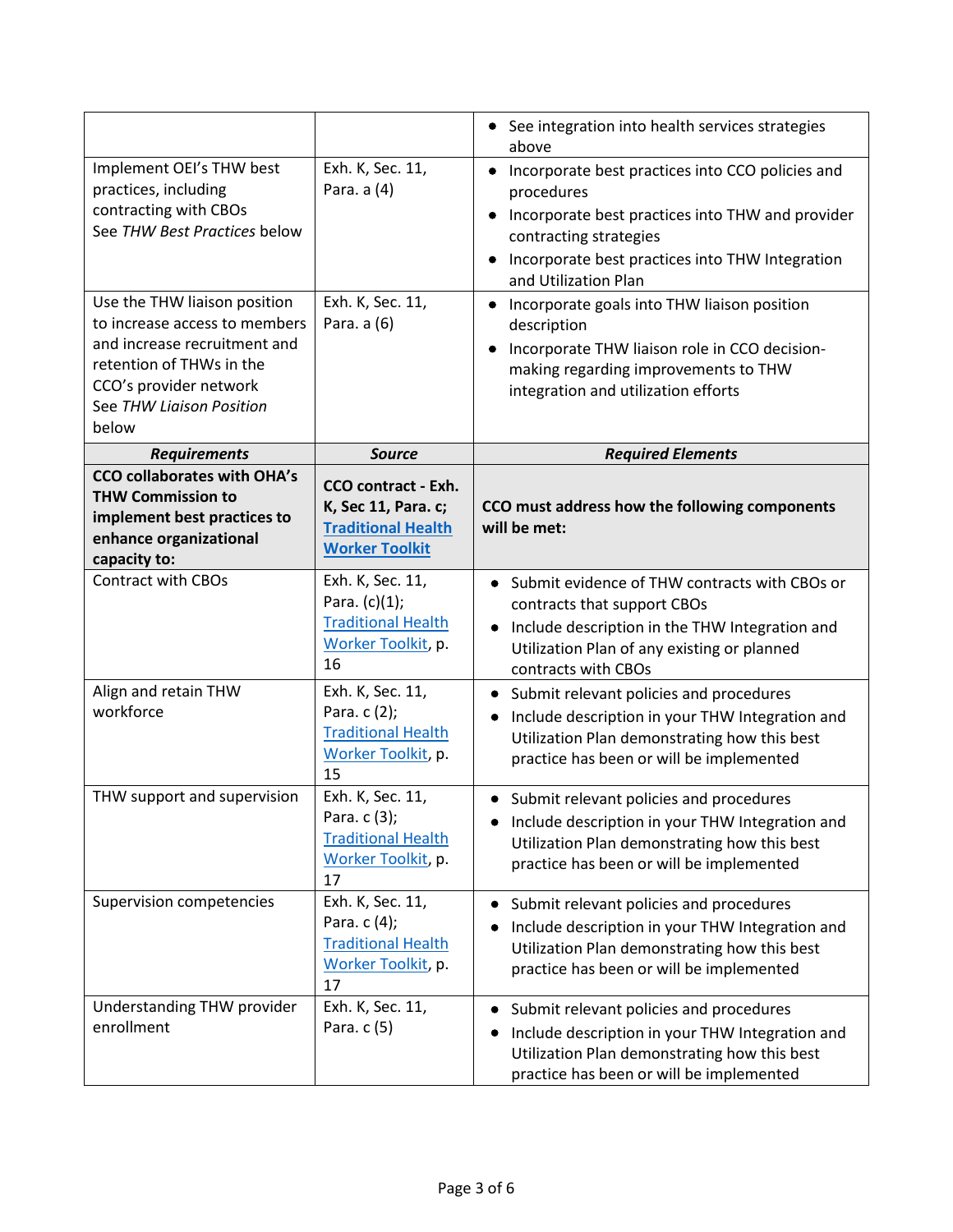| | | • See integration into health services strategies above |
|---|---|---|
| Implement OEI's THW best practices, including contracting with CBOs<br>See *THW Best Practices* below | Exh. K, Sec. 11, Para. a (4) | • Incorporate best practices into CCO policies and procedures<br>• Incorporate best practices into THW and provider contracting strategies<br>• Incorporate best practices into THW Integration and Utilization Plan |
| Use the THW liaison position to increase access to members and increase recruitment and retention of THWs in the CCO's provider network<br>See *THW Liaison Position* below | Exh. K, Sec. 11, Para. a (6) | • Incorporate goals into THW liaison position description<br>• Incorporate THW liaison role in CCO decision-making regarding improvements to THW integration and utilization efforts |

| ***Requirements*** | ***Source*** | ***Required Elements*** |
|---|---|---|
| **CCO collaborates with OHA's THW Commission to implement best practices to enhance organizational capacity to:** | **CCO contract - Exh. K, Sec 11, Para. c; Traditional Health Worker Toolkit** | **CCO must address how the following components will be met:** |
| Contract with CBOs | Exh. K, Sec. 11, Para. (c)(1); Traditional Health Worker Toolkit, p. 16 | • Submit evidence of THW contracts with CBOs or contracts that support CBOs<br>• Include description in the THW Integration and Utilization Plan of any existing or planned contracts with CBOs |
| Align and retain THW workforce | Exh. K, Sec. 11, Para. c (2); Traditional Health Worker Toolkit, p. 15 | • Submit relevant policies and procedures<br>• Include description in your THW Integration and Utilization Plan demonstrating how this best practice has been or will be implemented |
| THW support and supervision | Exh. K, Sec. 11, Para. c (3); Traditional Health Worker Toolkit, p. 17 | • Submit relevant policies and procedures<br>• Include description in your THW Integration and Utilization Plan demonstrating how this best practice has been or will be implemented |
| Supervision competencies | Exh. K, Sec. 11, Para. c (4); Traditional Health Worker Toolkit, p. 17 | • Submit relevant policies and procedures<br>• Include description in your THW Integration and Utilization Plan demonstrating how this best practice has been or will be implemented |
| Understanding THW provider enrollment | Exh. K, Sec. 11, Para. c (5) | • Submit relevant policies and procedures<br>• Include description in your THW Integration and Utilization Plan demonstrating how this best practice has been or will be implemented |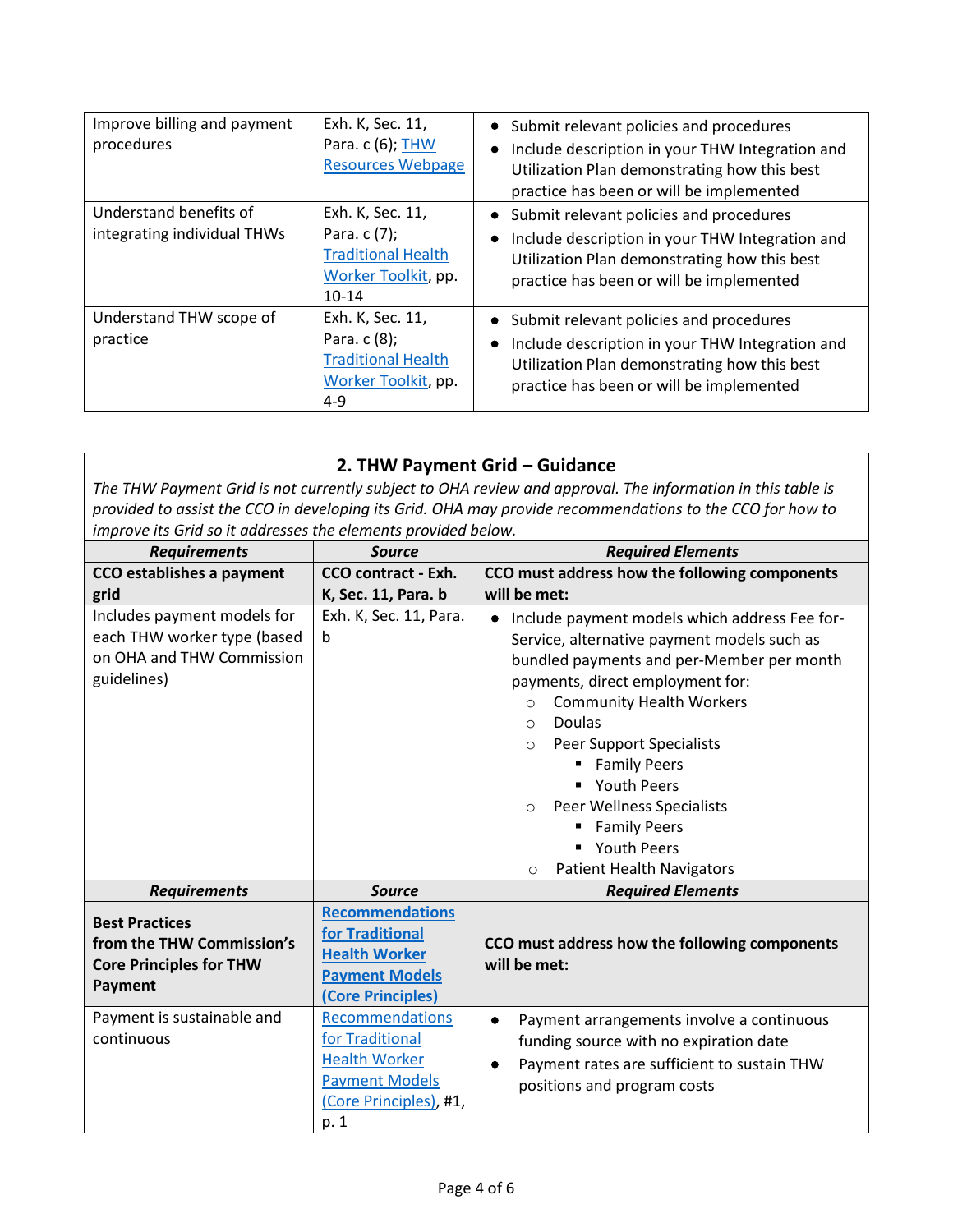| | | |
|---|---|---|
| Improve billing and payment procedures | Exh. K, Sec. 11, Para. c (6); THW Resources Webpage | • Submit relevant policies and procedures<br>• Include description in your THW Integration and Utilization Plan demonstrating how this best practice has been or will be implemented |
| Understand benefits of integrating individual THWs | Exh. K, Sec. 11, Para. c (7); Traditional Health Worker Toolkit, pp. 10-14 | • Submit relevant policies and procedures<br>• Include description in your THW Integration and Utilization Plan demonstrating how this best practice has been or will be implemented |
| Understand THW scope of practice | Exh. K, Sec. 11, Para. c (8); Traditional Health Worker Toolkit, pp. 4-9 | • Submit relevant policies and procedures<br>• Include description in your THW Integration and Utilization Plan demonstrating how this best practice has been or will be implemented |

## 2. THW Payment Grid – Guidance

*The THW Payment Grid is not currently subject to OHA review and approval. The information in this table is provided to assist the CCO in developing its Grid. OHA may provide recommendations to the CCO for how to improve its Grid so it addresses the elements provided below.*

| ***Requirements*** | ***Source*** | ***Required Elements*** |
|---|---|---|
| **CCO establishes a payment grid** | **CCO contract - Exh. K, Sec. 11, Para. b** | **CCO must address how the following components will be met:** |
| Includes payment models for each THW worker type (based on OHA and THW Commission guidelines) | Exh. K, Sec. 11, Para. b | • Include payment models which address Fee for-Service, alternative payment models such as bundled payments and per-Member per month payments, direct employment for:<br>○ Community Health Workers<br>○ Doulas<br>○ Peer Support Specialists<br>▪ Family Peers<br>▪ Youth Peers<br>○ Peer Wellness Specialists<br>▪ Family Peers<br>▪ Youth Peers<br>○ Patient Health Navigators |
| ***Requirements*** | ***Source*** | ***Required Elements*** |
| **Best Practices from the THW Commission's Core Principles for THW Payment** | **Recommendations for Traditional Health Worker Payment Models (Core Principles)** | **CCO must address how the following components will be met:** |
| Payment is sustainable and continuous | Recommendations for Traditional Health Worker Payment Models (Core Principles), #1, p. 1 | • Payment arrangements involve a continuous funding source with no expiration date<br>• Payment rates are sufficient to sustain THW positions and program costs |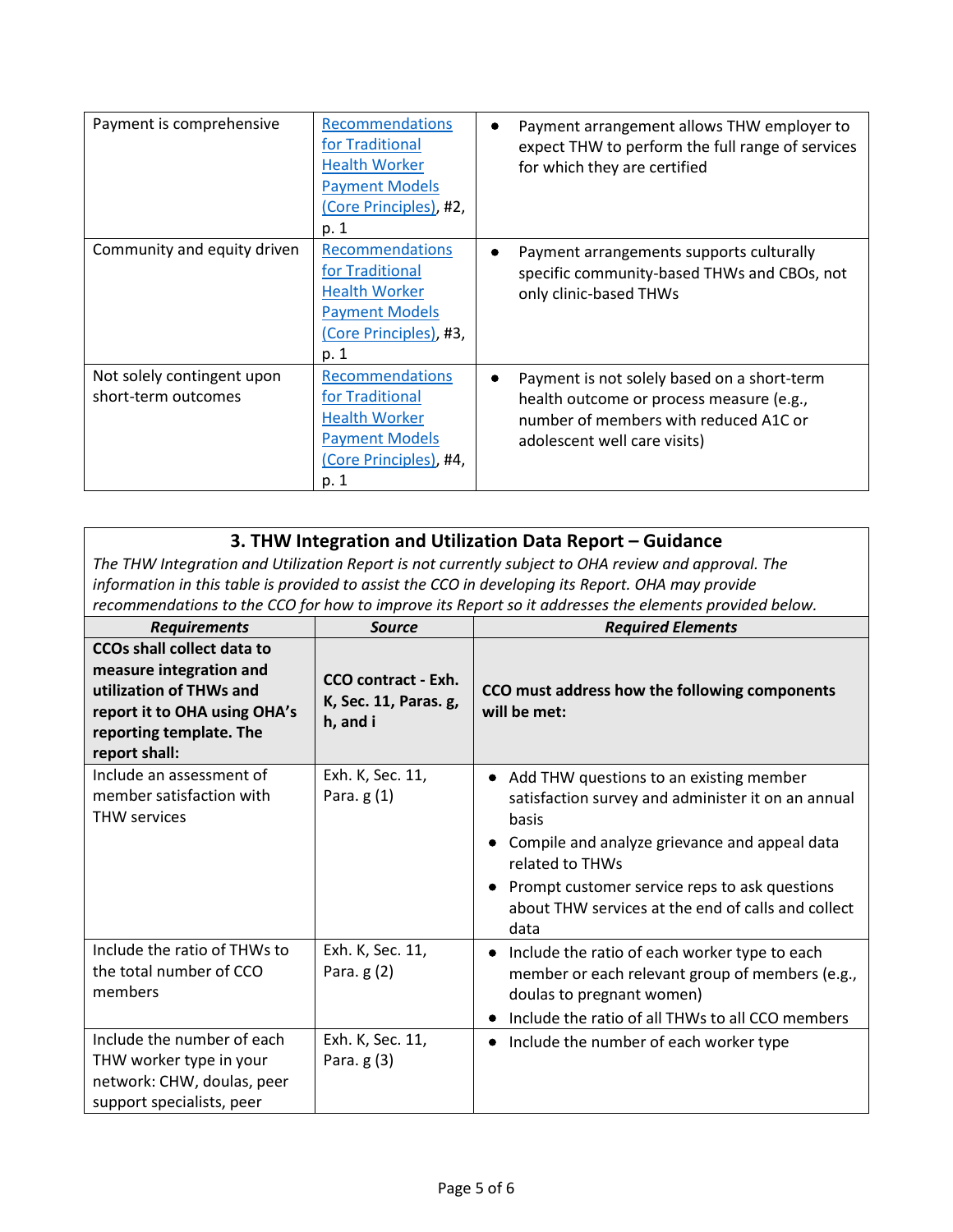| | | |
|---|---|---|
| Payment is comprehensive | Recommendations for Traditional Health Worker Payment Models (Core Principles), #2, p. 1 | • Payment arrangement allows THW employer to expect THW to perform the full range of services for which they are certified |
| Community and equity driven | Recommendations for Traditional Health Worker Payment Models (Core Principles), #3, p. 1 | • Payment arrangements supports culturally specific community-based THWs and CBOs, not only clinic-based THWs |
| Not solely contingent upon short-term outcomes | Recommendations for Traditional Health Worker Payment Models (Core Principles), #4, p. 1 | • Payment is not solely based on a short-term health outcome or process measure (e.g., number of members with reduced A1C or adolescent well care visits) |

## 3. THW Integration and Utilization Data Report – Guidance

*The THW Integration and Utilization Report is not currently subject to OHA review and approval. The information in this table is provided to assist the CCO in developing its Report. OHA may provide recommendations to the CCO for how to improve its Report so it addresses the elements provided below.*

| ***Requirements*** | ***Source*** | ***Required Elements*** |
|---|---|---|
| **CCOs shall collect data to measure integration and utilization of THWs and report it to OHA using OHA's reporting template. The report shall:** | **CCO contract - Exh. K, Sec. 11, Paras. g, h, and i** | **CCO must address how the following components will be met:** |
| Include an assessment of member satisfaction with THW services | Exh. K, Sec. 11, Para. g (1) | • Add THW questions to an existing member satisfaction survey and administer it on an annual basis<br>• Compile and analyze grievance and appeal data related to THWs<br>• Prompt customer service reps to ask questions about THW services at the end of calls and collect data |
| Include the ratio of THWs to the total number of CCO members | Exh. K, Sec. 11, Para. g (2) | • Include the ratio of each worker type to each member or each relevant group of members (e.g., doulas to pregnant women)<br>• Include the ratio of all THWs to all CCO members |
| Include the number of each THW worker type in your network: CHW, doulas, peer support specialists, peer | Exh. K, Sec. 11, Para. g (3) | • Include the number of each worker type |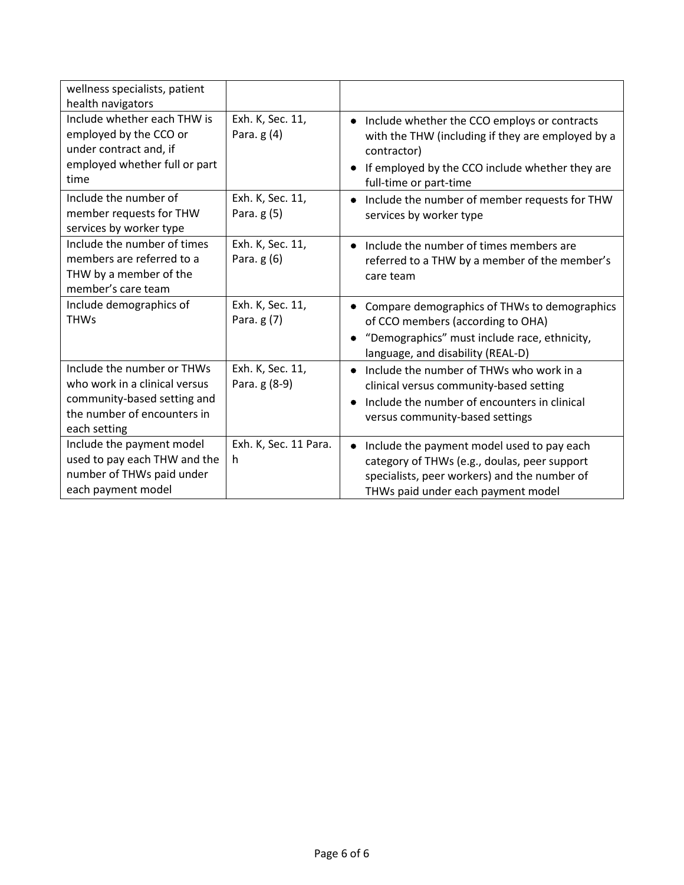| | | |
|---|---|---|
| wellness specialists, patient health navigators | | |
| Include whether each THW is employed by the CCO or under contract and, if employed whether full or part time | Exh. K, Sec. 11, Para. g (4) | • Include whether the CCO employs or contracts with the THW (including if they are employed by a contractor)<br>• If employed by the CCO include whether they are full-time or part-time |
| Include the number of member requests for THW services by worker type | Exh. K, Sec. 11, Para. g (5) | • Include the number of member requests for THW services by worker type |
| Include the number of times members are referred to a THW by a member of the member's care team | Exh. K, Sec. 11, Para. g (6) | • Include the number of times members are referred to a THW by a member of the member's care team |
| Include demographics of THWs | Exh. K, Sec. 11, Para. g (7) | • Compare demographics of THWs to demographics of CCO members (according to OHA)<br>• "Demographics" must include race, ethnicity, language, and disability (REAL-D) |
| Include the number or THWs who work in a clinical versus community-based setting and the number of encounters in each setting | Exh. K, Sec. 11, Para. g (8-9) | • Include the number of THWs who work in a clinical versus community-based setting<br>• Include the number of encounters in clinical versus community-based settings |
| Include the payment model used to pay each THW and the number of THWs paid under each payment model | Exh. K, Sec. 11 Para. h | • Include the payment model used to pay each category of THWs (e.g., doulas, peer support specialists, peer workers) and the number of THWs paid under each payment model |